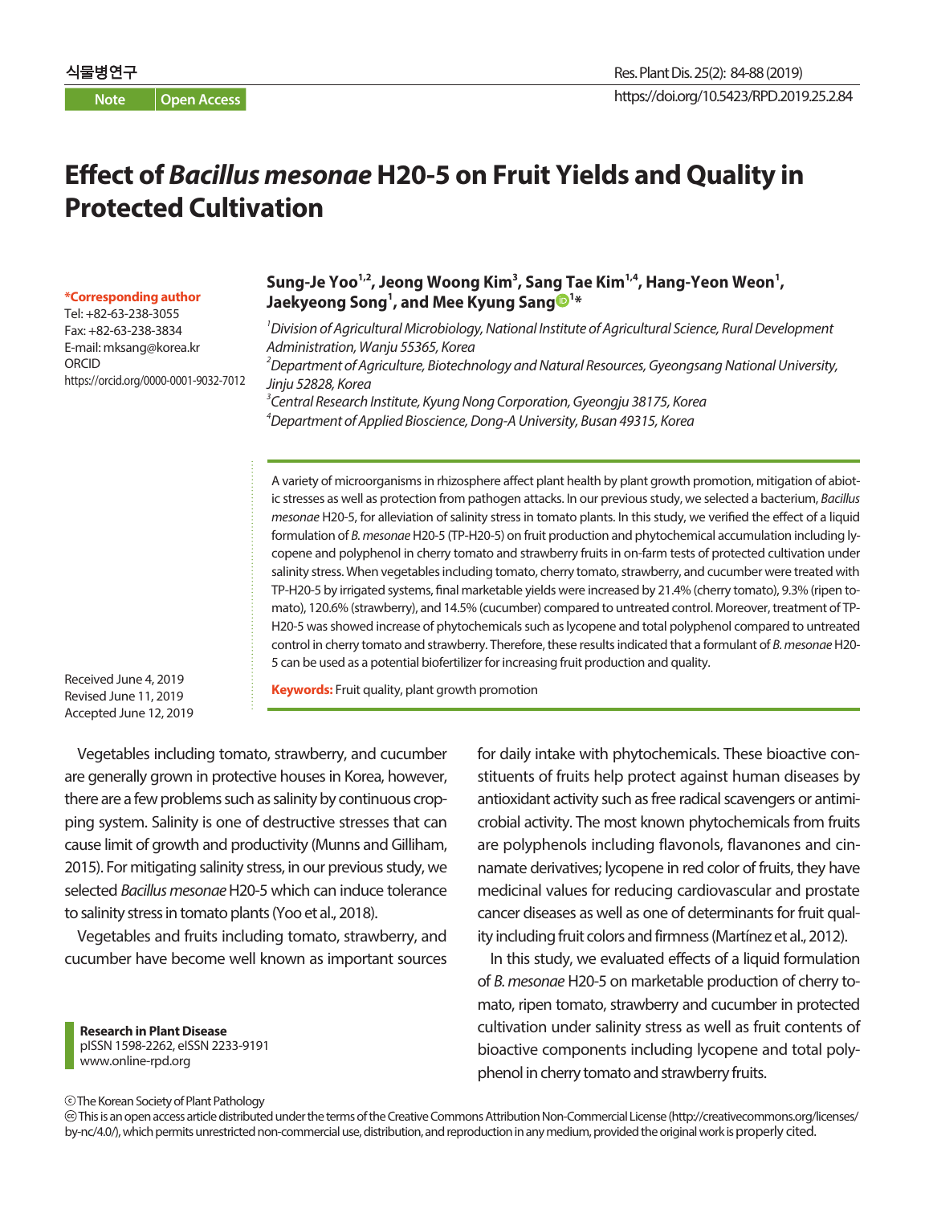Note | Open Access

# Effect of *Bacillus mesonae* H20-5 on Fruit Yields and Quality in Protected Cultivation

**Sung-Je Yoo[1,2], Jeong Woong Kim[3], Sang Tae Kim[1,4], Hang-Yeon Weon[1], Jaekyeong Song[1], and Mee Kyung Sang[1]***

[1] *Division of Agricultural Microbiology, National Institute of Agricultural Science, Rural Development Administration, Wanju 55365, Korea*
[2] *Department of Agriculture, Biotechnology and Natural Resources, Gyeongsang National University, Jinju 52828, Korea*
[3] *Central Research Institute, Kyung Nong Corporation, Gyeongju 38175, Korea*
[4] *Department of Applied Bioscience, Dong-A University, Busan 49315, Korea*

***Corresponding author**
Tel: +82-63-238-3055
Fax: +82-63-238-3834
E-mail: mksang@korea.kr
ORCID
https://orcid.org/0000-0001-9032-7012

Received June 4, 2019
Revised June 11, 2019
Accepted June 12, 2019

A variety of microorganisms in rhizosphere affect plant health by plant growth promotion, mitigation of abiotic stresses as well as protection from pathogen attacks. In our previous study, we selected a bacterium, *Bacillus mesonae* H20-5, for alleviation of salinity stress in tomato plants. In this study, we verified the effect of a liquid formulation of *B. mesonae* H20-5 (TP-H20-5) on fruit production and phytochemical accumulation including lycopene and polyphenol in cherry tomato and strawberry fruits in on-farm tests of protected cultivation under salinity stress. When vegetables including tomato, cherry tomato, strawberry, and cucumber were treated with TP-H20-5 by irrigated systems, final marketable yields were increased by 21.4% (cherry tomato), 9.3% (ripen tomato), 120.6% (strawberry), and 14.5% (cucumber) compared to untreated control. Moreover, treatment of TP-H20-5 was showed increase of phytochemicals such as lycopene and total polyphenol compared to untreated control in cherry tomato and strawberry. Therefore, these results indicated that a formulant of *B. mesonae* H20-5 can be used as a potential biofertilizer for increasing fruit production and quality.

**Keywords:** Fruit quality, plant growth promotion

Vegetables including tomato, strawberry, and cucumber are generally grown in protective houses in Korea, however, there are a few problems such as salinity by continuous cropping system. Salinity is one of destructive stresses that can cause limit of growth and productivity (Munns and Gilliham, 2015). For mitigating salinity stress, in our previous study, we selected *Bacillus mesonae* H20-5 which can induce tolerance to salinity stress in tomato plants (Yoo et al., 2018).

Vegetables and fruits including tomato, strawberry, and cucumber have become well known as important sources for daily intake with phytochemicals. These bioactive constituents of fruits help protect against human diseases by antioxidant activity such as free radical scavengers or antimicrobial activity. The most known phytochemicals from fruits are polyphenols including flavonols, flavanones and cinnamate derivatives; lycopene in red color of fruits, they have medicinal values for reducing cardiovascular and prostate cancer diseases as well as one of determinants for fruit quality including fruit colors and firmness (Martínez et al., 2012).

In this study, we evaluated effects of a liquid formulation of *B. mesonae* H20-5 on marketable production of cherry tomato, ripen tomato, strawberry and cucumber in protected cultivation under salinity stress as well as fruit contents of bioactive components including lycopene and total polyphenol in cherry tomato and strawberry fruits.

**Research in Plant Disease**
pISSN 1598-2262, eISSN 2233-9191
www.online-rpd.org

© The Korean Society of Plant Pathology
This is an open access article distributed under the terms of the Creative Commons Attribution Non-Commercial License (http://creativecommons.org/licenses/by-nc/4.0/), which permits unrestricted non-commercial use, distribution, and reproduction in any medium, provided the original work is properly cited.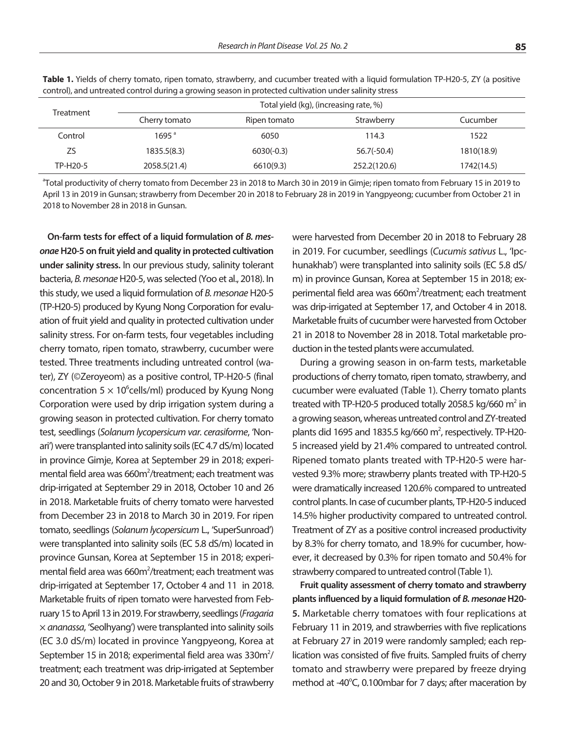**Table 1.** Yields of cherry tomato, ripen tomato, strawberry, and cucumber treated with a liquid formulation TP-H20-5, ZY (a positive control), and untreated control during a growing season in protected cultivation under salinity stress

| Treatment | Total yield (kg), (increasing rate, %) | | | |
|---|---|---|---|---|
| | Cherry tomato | Ripen tomato | Strawberry | Cucumber |
| Control | 1695 [a] | 6050 | 114.3 | 1522 |
| ZS | 1835.5(8.3) | 6030(-0.3) | 56.7(-50.4) | 1810(18.9) |
| TP-H20-5 | 2058.5(21.4) | 6610(9.3) | 252.2(120.6) | 1742(14.5) |

[a]Total productivity of cherry tomato from December 23 in 2018 to March 30 in 2019 in Gimje; ripen tomato from February 15 in 2019 to April 13 in 2019 in Gunsan; strawberry from December 20 in 2018 to February 28 in 2019 in Yangpyeong; cucumber from October 21 in 2018 to November 28 in 2018 in Gunsan.

**On-farm tests for effect of a liquid formulation of *B. mesonae* H20-5 on fruit yield and quality in protected cultivation under salinity stress.** In our previous study, salinity tolerant bacteria, *B. mesonae* H20-5, was selected (Yoo et al., 2018). In this study, we used a liquid formulation of *B. mesonae* H20-5 (TP-H20-5) produced by Kyung Nong Corporation for evaluation of fruit yield and quality in protected cultivation under salinity stress. For on-farm tests, four vegetables including cherry tomato, ripen tomato, strawberry, cucumber were tested. Three treatments including untreated control (water), ZY (©Zeroyeom) as a positive control, TP-H20-5 (final concentration $5 \times 10^6$cells/ml) produced by Kyung Nong Corporation were used by drip irrigation system during a growing season in protected cultivation. For cherry tomato test, seedlings (*Solanum lycopersicum var. cerasiforme*, 'Nonari') were transplanted into salinity soils (EC 4.7 dS/m) located in province Gimje, Korea at September 29 in 2018; experimental field area was 660m$^2$/treatment; each treatment was drip-irrigated at September 29 in 2018, October 10 and 26 in 2018. Marketable fruits of cherry tomato were harvested from December 23 in 2018 to March 30 in 2019. For ripen tomato, seedlings (*Solanum lycopersicum* L., 'SuperSunroad') were transplanted into salinity soils (EC 5.8 dS/m) located in province Gunsan, Korea at September 15 in 2018; experimental field area was 660m$^2$/treatment; each treatment was drip-irrigated at September 17, October 4 and 11 in 2018. Marketable fruits of ripen tomato were harvested from February 15 to April 13 in 2019. For strawberry, seedlings (*Fragaria* × *ananassa*, 'Seolhyang') were transplanted into salinity soils (EC 3.0 dS/m) located in province Yangpyeong, Korea at September 15 in 2018; experimental field area was 330m$^2$/treatment; each treatment was drip-irrigated at September 20 and 30, October 9 in 2018. Marketable fruits of strawberry were harvested from December 20 in 2018 to February 28 in 2019. For cucumber, seedlings (*Cucumis sativus* L., 'Ipchunakhab') were transplanted into salinity soils (EC 5.8 dS/m) in province Gunsan, Korea at September 15 in 2018; experimental field area was 660m$^2$/treatment; each treatment was drip-irrigated at September 17, and October 4 in 2018. Marketable fruits of cucumber were harvested from October 21 in 2018 to November 28 in 2018. Total marketable production in the tested plants were accumulated.

During a growing season in on-farm tests, marketable productions of cherry tomato, ripen tomato, strawberry, and cucumber were evaluated (Table 1). Cherry tomato plants treated with TP-H20-5 produced totally 2058.5 kg/660 m$^2$ in a growing season, whereas untreated control and ZY-treated plants did 1695 and 1835.5 kg/660 m$^2$, respectively. TP-H20-5 increased yield by 21.4% compared to untreated control. Ripened tomato plants treated with TP-H20-5 were harvested 9.3% more; strawberry plants treated with TP-H20-5 were dramatically increased 120.6% compared to untreated control plants. In case of cucumber plants, TP-H20-5 induced 14.5% higher productivity compared to untreated control. Treatment of ZY as a positive control increased productivity by 8.3% for cherry tomato, and 18.9% for cucumber, however, it decreased by 0.3% for ripen tomato and 50.4% for strawberry compared to untreated control (Table 1).

**Fruit quality assessment of cherry tomato and strawberry plants influenced by a liquid formulation of *B. mesonae* H20-5.** Marketable cherry tomatoes with four replications at February 11 in 2019, and strawberries with five replications at February 27 in 2019 were randomly sampled; each replication was consisted of five fruits. Sampled fruits of cherry tomato and strawberry were prepared by freeze drying method at -40°C, 0.100mbar for 7 days; after maceration by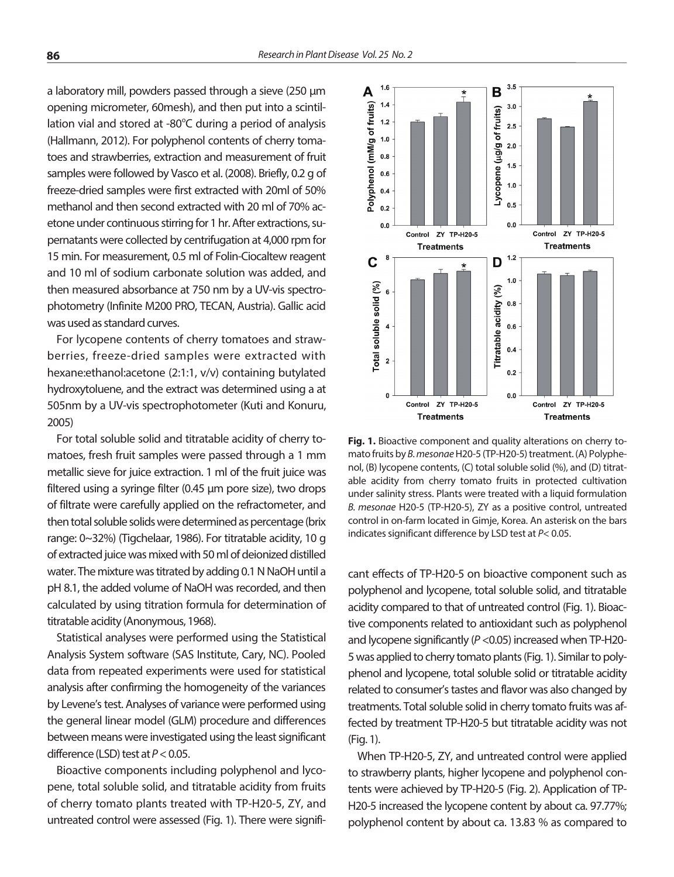a laboratory mill, powders passed through a sieve (250 µm opening micrometer, 60mesh), and then put into a scintillation vial and stored at -80°C during a period of analysis (Hallmann, 2012). For polyphenol contents of cherry tomatoes and strawberries, extraction and measurement of fruit samples were followed by Vasco et al. (2008). Briefly, 0.2 g of freeze-dried samples were first extracted with 20ml of 50% methanol and then second extracted with 20 ml of 70% acetone under continuous stirring for 1 hr. After extractions, supernatants were collected by centrifugation at 4,000 rpm for 15 min. For measurement, 0.5 ml of Folin-Ciocaltew reagent and 10 ml of sodium carbonate solution was added, and then measured absorbance at 750 nm by a UV-vis spectrophotometry (Infinite M200 PRO, TECAN, Austria). Gallic acid was used as standard curves.

For lycopene contents of cherry tomatoes and strawberries, freeze-dried samples were extracted with hexane:ethanol:acetone (2:1:1, v/v) containing butylated hydroxytoluene, and the extract was determined using a at 505nm by a UV-vis spectrophotometer (Kuti and Konuru, 2005)

For total soluble solid and titratable acidity of cherry tomatoes, fresh fruit samples were passed through a 1 mm metallic sieve for juice extraction. 1 ml of the fruit juice was filtered using a syringe filter (0.45 µm pore size), two drops of filtrate were carefully applied on the refractometer, and then total soluble solids were determined as percentage (brix range: 0~32%) (Tigchelaar, 1986). For titratable acidity, 10 g of extracted juice was mixed with 50 ml of deionized distilled water. The mixture was titrated by adding 0.1 N NaOH until a pH 8.1, the added volume of NaOH was recorded, and then calculated by using titration formula for determination of titratable acidity (Anonymous, 1968).

Statistical analyses were performed using the Statistical Analysis System software (SAS Institute, Cary, NC). Pooled data from repeated experiments were used for statistical analysis after confirming the homogeneity of the variances by Levene's test. Analyses of variance were performed using the general linear model (GLM) procedure and differences between means were investigated using the least significant difference (LSD) test at $P < 0.05$.

Bioactive components including polyphenol and lycopene, total soluble solid, and titratable acidity from fruits of cherry tomato plants treated with TP-H20-5, ZY, and untreated control were assessed (Fig. 1). There were significant effects of TP-H20-5 on bioactive component such as polyphenol and lycopene, total soluble solid, and titratable acidity compared to that of untreated control (Fig. 1). Bioactive components related to antioxidant such as polyphenol and lycopene significantly ($P < 0.05$) increased when TP-H20-5 was applied to cherry tomato plants (Fig. 1). Similar to polyphenol and lycopene, total soluble solid or titratable acidity related to consumer's tastes and flavor was also changed by treatments. Total soluble solid in cherry tomato fruits was affected by treatment TP-H20-5 but titratable acidity was not (Fig. 1).

**Fig. 1.** Bioactive component and quality alterations on cherry tomato fruits by *B. mesonae* H20-5 (TP-H20-5) treatment. (A) Polyphenol, (B) lycopene contents, (C) total soluble solid (%), and (D) titratable acidity from cherry tomato fruits in protected cultivation under salinity stress. Plants were treated with a liquid formulation *B. mesonae* H20-5 (TP-H20-5), ZY as a positive control, untreated control in on-farm located in Gimje, Korea. An asterisk on the bars indicates significant difference by LSD test at $P < 0.05$.

When TP-H20-5, ZY, and untreated control were applied to strawberry plants, higher lycopene and polyphenol contents were achieved by TP-H20-5 (Fig. 2). Application of TP-H20-5 increased the lycopene content by about ca. 97.77%; polyphenol content by about ca. 13.83 % as compared to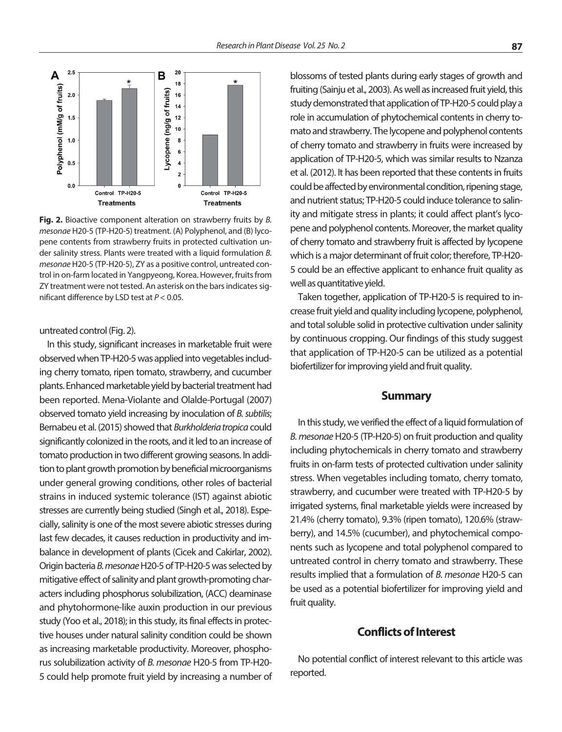**Fig. 2.** Bioactive component alteration on strawberry fruits by *B. mesonae* H20-5 (TP-H20-5) treatment. (A) Polyphenol, and (B) lycopene contents from strawberry fruits in protected cultivation under salinity stress. Plants were treated with a liquid formulation *B. mesonae* H20-5 (TP-H20-5), ZY as a positive control, untreated control in on-farm located in Yangpyeong, Korea. However, fruits from ZY treatment were not tested. An asterisk on the bars indicates significant difference by LSD test at $P < 0.05$.

untreated control (Fig. 2).

In this study, significant increases in marketable fruit were observed when TP-H20-5 was applied into vegetables including cherry tomato, ripen tomato, strawberry, and cucumber plants. Enhanced marketable yield by bacterial treatment had been reported. Mena-Violante and Olalde-Portugal (2007) observed tomato yield increasing by inoculation of *B. subtilis*; Bernabeu et al. (2015) showed that *Burkholderia tropica* could significantly colonized in the roots, and it led to an increase of tomato production in two different growing seasons. In addition to plant growth promotion by beneficial microorganisms under general growing conditions, other roles of bacterial strains in induced systemic tolerance (IST) against abiotic stresses are currently being studied (Singh et al., 2018). Especially, salinity is one of the most severe abiotic stresses during last few decades, it causes reduction in productivity and imbalance in development of plants (Cicek and Cakirlar, 2002). Origin bacteria *B. mesonae* H20-5 of TP-H20-5 was selected by mitigative effect of salinity and plant growth-promoting characters including phosphorus solubilization, (ACC) deaminase and phytohormone-like auxin production in our previous study (Yoo et al., 2018); in this study, its final effects in protective houses under natural salinity condition could be shown as increasing marketable productivity. Moreover, phosphorus solubilization activity of *B. mesonae* H20-5 from TP-H20-5 could help promote fruit yield by increasing a number of blossoms of tested plants during early stages of growth and fruiting (Sainju et al., 2003). As well as increased fruit yield, this study demonstrated that application of TP-H20-5 could play a role in accumulation of phytochemical contents in cherry tomato and strawberry. The lycopene and polyphenol contents of cherry tomato and strawberry in fruits were increased by application of TP-H20-5, which was similar results to Nzanza et al. (2012). It has been reported that these contents in fruits could be affected by environmental condition, ripening stage, and nutrient status; TP-H20-5 could induce tolerance to salinity and mitigate stress in plants; it could affect plant's lycopene and polyphenol contents. Moreover, the market quality of cherry tomato and strawberry fruit is affected by lycopene which is a major determinant of fruit color; therefore, TP-H20-5 could be an effective applicant to enhance fruit quality as well as quantitative yield.

Taken together, application of TP-H20-5 is required to increase fruit yield and quality including lycopene, polyphenol, and total soluble solid in protective cultivation under salinity by continuous cropping. Our findings of this study suggest that application of TP-H20-5 can be utilized as a potential biofertilizer for improving yield and fruit quality.

## Summary

In this study, we verified the effect of a liquid formulation of *B. mesonae* H20-5 (TP-H20-5) on fruit production and quality including phytochemicals in cherry tomato and strawberry fruits in on-farm tests of protected cultivation under salinity stress. When vegetables including tomato, cherry tomato, strawberry, and cucumber were treated with TP-H20-5 by irrigated systems, final marketable yields were increased by 21.4% (cherry tomato), 9.3% (ripen tomato), 120.6% (strawberry), and 14.5% (cucumber), and phytochemical components such as lycopene and total polyphenol compared to untreated control in cherry tomato and strawberry. These results implied that a formulation of *B. mesonae* H20-5 can be used as a potential biofertilizer for improving yield and fruit quality.

## Conflicts of Interest

No potential conflict of interest relevant to this article was reported.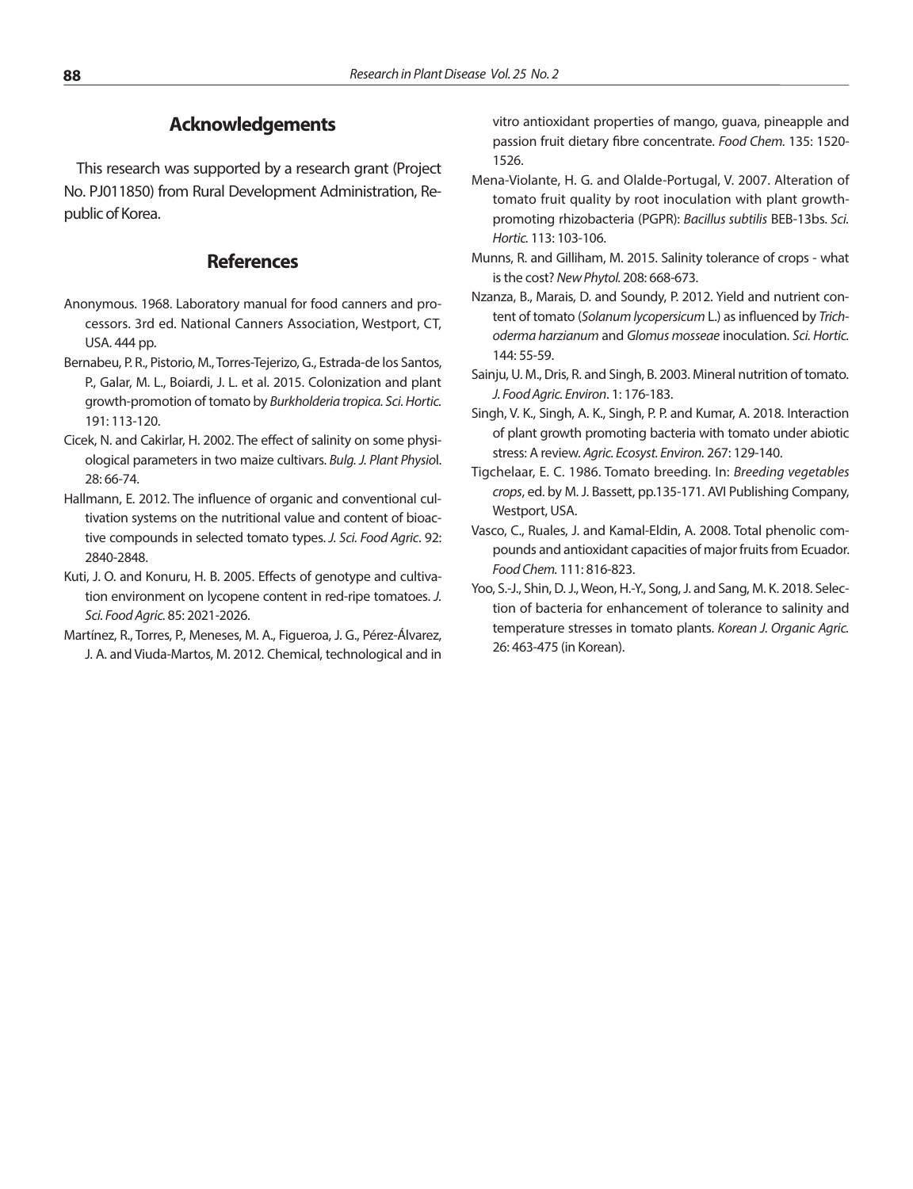## Acknowledgements

This research was supported by a research grant (Project No. PJ011850) from Rural Development Administration, Republic of Korea.

## References

Anonymous. 1968. Laboratory manual for food canners and processors. 3rd ed. National Canners Association, Westport, CT, USA. 444 pp.

Bernabeu, P. R., Pistorio, M., Torres-Tejerizo, G., Estrada-de los Santos, P., Galar, M. L., Boiardi, J. L. et al. 2015. Colonization and plant growth-promotion of tomato by *Burkholderia tropica*. *Sci. Hortic.* 191: 113-120.

Cicek, N. and Cakirlar, H. 2002. The effect of salinity on some physiological parameters in two maize cultivars. *Bulg. J. Plant Physiol.* 28: 66-74.

Hallmann, E. 2012. The influence of organic and conventional cultivation systems on the nutritional value and content of bioactive compounds in selected tomato types. *J. Sci. Food Agric*. 92: 2840-2848.

Kuti, J. O. and Konuru, H. B. 2005. Effects of genotype and cultivation environment on lycopene content in red-ripe tomatoes. *J. Sci. Food Agric.* 85: 2021-2026.

Martínez, R., Torres, P., Meneses, M. A., Figueroa, J. G., Pérez-Álvarez, J. A. and Viuda-Martos, M. 2012. Chemical, technological and in vitro antioxidant properties of mango, guava, pineapple and passion fruit dietary fibre concentrate. *Food Chem.* 135: 1520-1526.

Mena-Violante, H. G. and Olalde-Portugal, V. 2007. Alteration of tomato fruit quality by root inoculation with plant growth-promoting rhizobacteria (PGPR): *Bacillus subtilis* BEB-13bs. *Sci. Hortic.* 113: 103-106.

Munns, R. and Gilliham, M. 2015. Salinity tolerance of crops - what is the cost? *New Phytol.* 208: 668-673.

Nzanza, B., Marais, D. and Soundy, P. 2012. Yield and nutrient content of tomato (*Solanum lycopersicum* L.) as influenced by *Trichoderma harzianum* and *Glomus mosseae* inoculation. *Sci. Hortic.* 144: 55-59.

Sainju, U. M., Dris, R. and Singh, B. 2003. Mineral nutrition of tomato. *J. Food Agric. Environ*. 1: 176-183.

Singh, V. K., Singh, A. K., Singh, P. P. and Kumar, A. 2018. Interaction of plant growth promoting bacteria with tomato under abiotic stress: A review. *Agric. Ecosyst. Environ.* 267: 129-140.

Tigchelaar, E. C. 1986. Tomato breeding. In: *Breeding vegetables crops*, ed. by M. J. Bassett, pp.135-171. AVI Publishing Company, Westport, USA.

Vasco, C., Ruales, J. and Kamal-Eldin, A. 2008. Total phenolic compounds and antioxidant capacities of major fruits from Ecuador. *Food Chem.* 111: 816-823.

Yoo, S.-J., Shin, D. J., Weon, H.-Y., Song, J. and Sang, M. K. 2018. Selection of bacteria for enhancement of tolerance to salinity and temperature stresses in tomato plants. *Korean J. Organic Agric.* 26: 463-475 (in Korean).